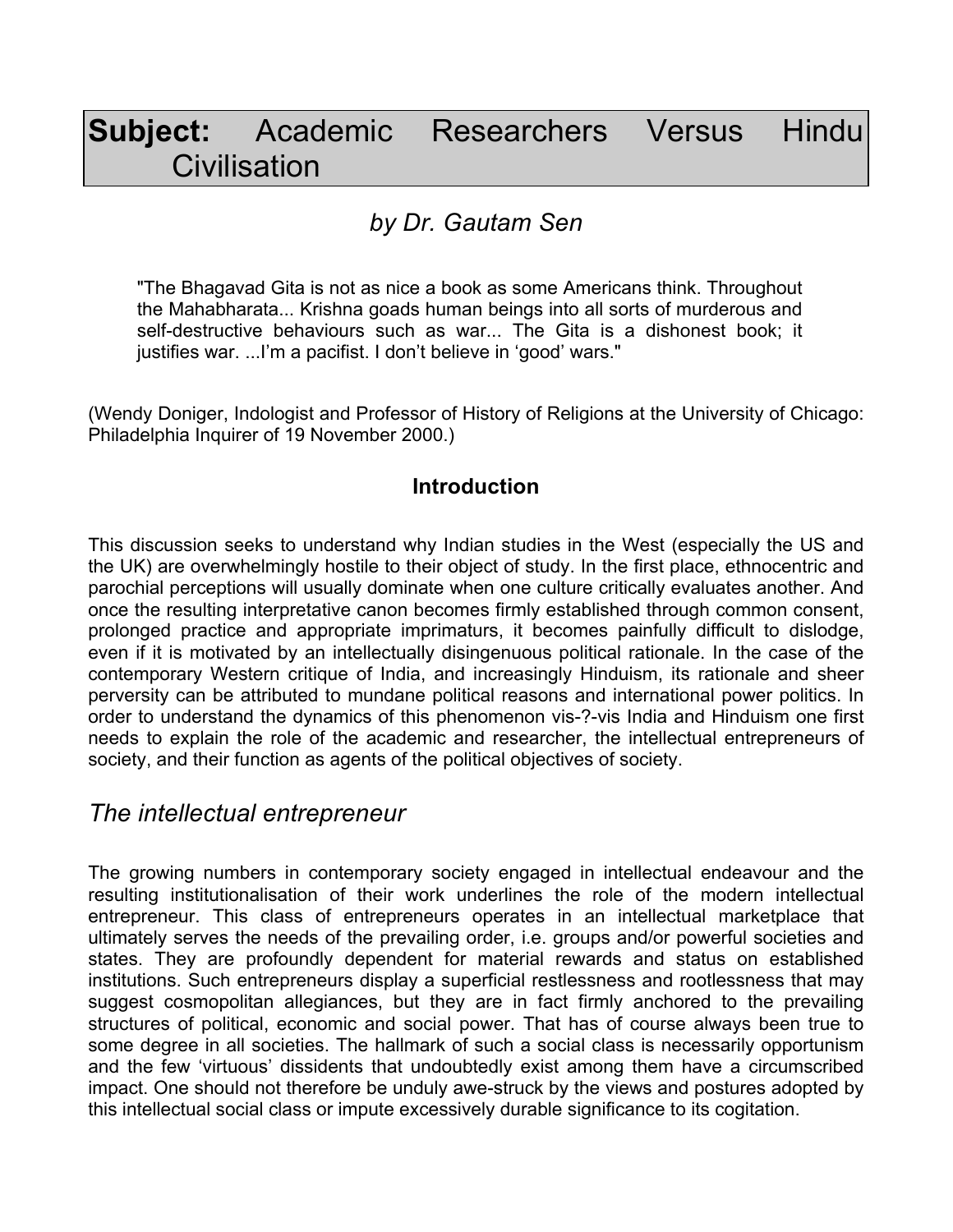# **Subject:** Academic Researchers Versus Hindu Civilisation

## *by Dr. Gautam Sen*

> "The Bhagavad Gita is not as nice a book as some Americans think. Throughout the Mahabharata... Krishna goads human beings into all sorts of murderous and self-destructive behaviours such as war... The Gita is a dishonest book; it justifies war. ...I'm a pacifist. I don't believe in 'good' wars."

(Wendy Doniger, Indologist and Professor of History of Religions at the University of Chicago: Philadelphia Inquirer of 19 November 2000.)

### Introduction

This discussion seeks to understand why Indian studies in the West (especially the US and the UK) are overwhelmingly hostile to their object of study. In the first place, ethnocentric and parochial perceptions will usually dominate when one culture critically evaluates another. And once the resulting interpretative canon becomes firmly established through common consent, prolonged practice and appropriate imprimaturs, it becomes painfully difficult to dislodge, even if it is motivated by an intellectually disingenuous political rationale. In the case of the contemporary Western critique of India, and increasingly Hinduism, its rationale and sheer perversity can be attributed to mundane political reasons and international power politics. In order to understand the dynamics of this phenomenon vis-?-vis India and Hinduism one first needs to explain the role of the academic and researcher, the intellectual entrepreneurs of society, and their function as agents of the political objectives of society.

## *The intellectual entrepreneur*

The growing numbers in contemporary society engaged in intellectual endeavour and the resulting institutionalisation of their work underlines the role of the modern intellectual entrepreneur. This class of entrepreneurs operates in an intellectual marketplace that ultimately serves the needs of the prevailing order, i.e. groups and/or powerful societies and states. They are profoundly dependent for material rewards and status on established institutions. Such entrepreneurs display a superficial restlessness and rootlessness that may suggest cosmopolitan allegiances, but they are in fact firmly anchored to the prevailing structures of political, economic and social power. That has of course always been true to some degree in all societies. The hallmark of such a social class is necessarily opportunism and the few 'virtuous' dissidents that undoubtedly exist among them have a circumscribed impact. One should not therefore be unduly awe-struck by the views and postures adopted by this intellectual social class or impute excessively durable significance to its cogitation.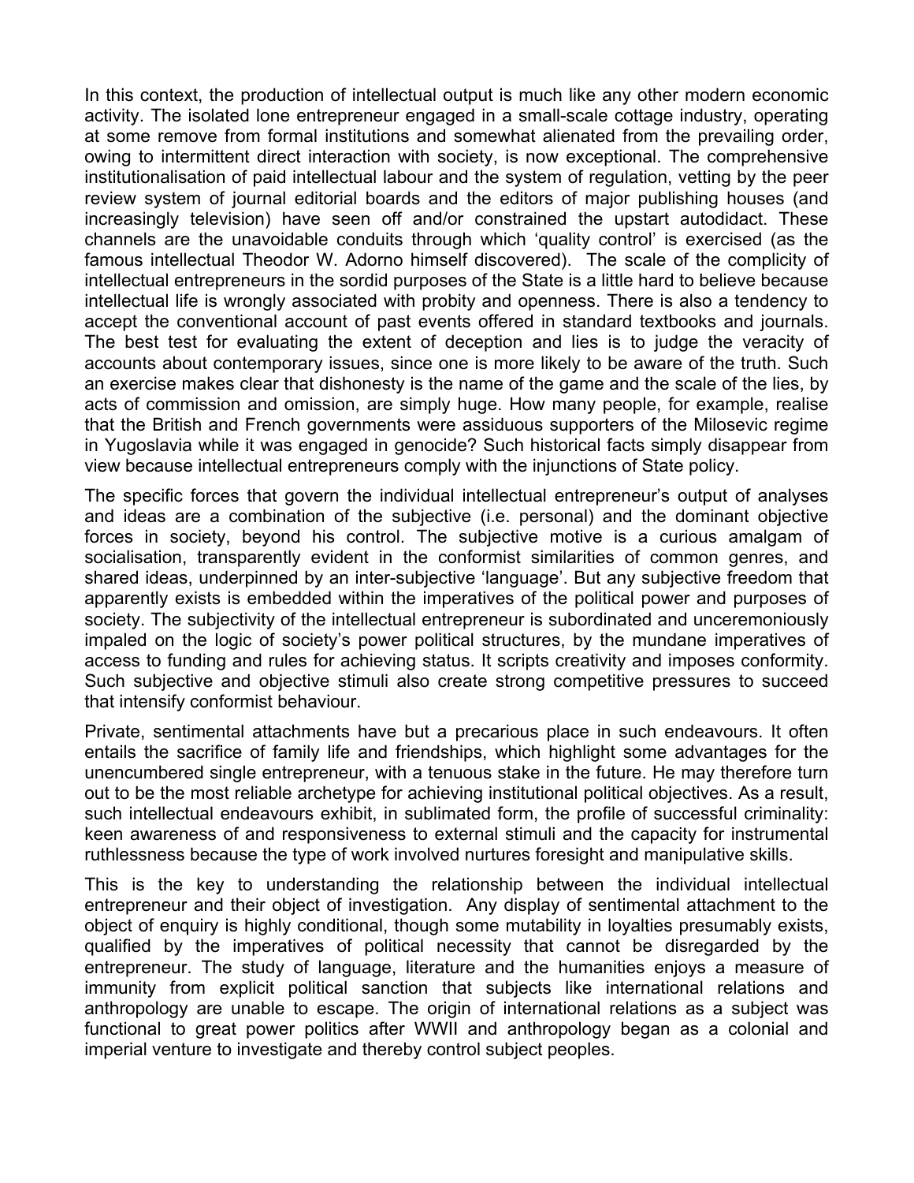In this context, the production of intellectual output is much like any other modern economic activity. The isolated lone entrepreneur engaged in a small-scale cottage industry, operating at some remove from formal institutions and somewhat alienated from the prevailing order, owing to intermittent direct interaction with society, is now exceptional. The comprehensive institutionalisation of paid intellectual labour and the system of regulation, vetting by the peer review system of journal editorial boards and the editors of major publishing houses (and increasingly television) have seen off and/or constrained the upstart autodidact. These channels are the unavoidable conduits through which 'quality control' is exercised (as the famous intellectual Theodor W. Adorno himself discovered). The scale of the complicity of intellectual entrepreneurs in the sordid purposes of the State is a little hard to believe because intellectual life is wrongly associated with probity and openness. There is also a tendency to accept the conventional account of past events offered in standard textbooks and journals. The best test for evaluating the extent of deception and lies is to judge the veracity of accounts about contemporary issues, since one is more likely to be aware of the truth. Such an exercise makes clear that dishonesty is the name of the game and the scale of the lies, by acts of commission and omission, are simply huge. How many people, for example, realise that the British and French governments were assiduous supporters of the Milosevic regime in Yugoslavia while it was engaged in genocide? Such historical facts simply disappear from view because intellectual entrepreneurs comply with the injunctions of State policy.

The specific forces that govern the individual intellectual entrepreneur's output of analyses and ideas are a combination of the subjective (i.e. personal) and the dominant objective forces in society, beyond his control. The subjective motive is a curious amalgam of socialisation, transparently evident in the conformist similarities of common genres, and shared ideas, underpinned by an inter-subjective 'language'. But any subjective freedom that apparently exists is embedded within the imperatives of the political power and purposes of society. The subjectivity of the intellectual entrepreneur is subordinated and unceremoniously impaled on the logic of society's power political structures, by the mundane imperatives of access to funding and rules for achieving status. It scripts creativity and imposes conformity. Such subjective and objective stimuli also create strong competitive pressures to succeed that intensify conformist behaviour.

Private, sentimental attachments have but a precarious place in such endeavours. It often entails the sacrifice of family life and friendships, which highlight some advantages for the unencumbered single entrepreneur, with a tenuous stake in the future. He may therefore turn out to be the most reliable archetype for achieving institutional political objectives. As a result, such intellectual endeavours exhibit, in sublimated form, the profile of successful criminality: keen awareness of and responsiveness to external stimuli and the capacity for instrumental ruthlessness because the type of work involved nurtures foresight and manipulative skills.

This is the key to understanding the relationship between the individual intellectual entrepreneur and their object of investigation. Any display of sentimental attachment to the object of enquiry is highly conditional, though some mutability in loyalties presumably exists, qualified by the imperatives of political necessity that cannot be disregarded by the entrepreneur. The study of language, literature and the humanities enjoys a measure of immunity from explicit political sanction that subjects like international relations and anthropology are unable to escape. The origin of international relations as a subject was functional to great power politics after WWII and anthropology began as a colonial and imperial venture to investigate and thereby control subject peoples.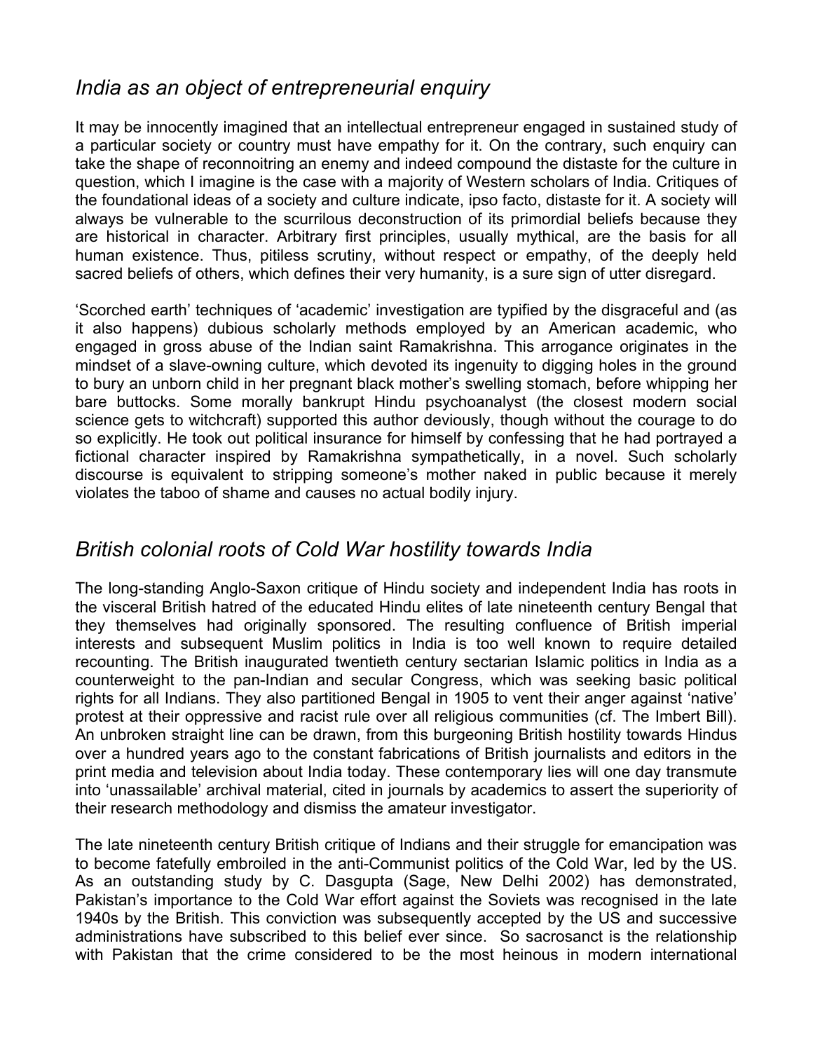## *India as an object of entrepreneurial enquiry*

It may be innocently imagined that an intellectual entrepreneur engaged in sustained study of a particular society or country must have empathy for it. On the contrary, such enquiry can take the shape of reconnoitring an enemy and indeed compound the distaste for the culture in question, which I imagine is the case with a majority of Western scholars of India. Critiques of the foundational ideas of a society and culture indicate, ipso facto, distaste for it. A society will always be vulnerable to the scurrilous deconstruction of its primordial beliefs because they are historical in character. Arbitrary first principles, usually mythical, are the basis for all human existence. Thus, pitiless scrutiny, without respect or empathy, of the deeply held sacred beliefs of others, which defines their very humanity, is a sure sign of utter disregard.

'Scorched earth' techniques of 'academic' investigation are typified by the disgraceful and (as it also happens) dubious scholarly methods employed by an American academic, who engaged in gross abuse of the Indian saint Ramakrishna. This arrogance originates in the mindset of a slave-owning culture, which devoted its ingenuity to digging holes in the ground to bury an unborn child in her pregnant black mother's swelling stomach, before whipping her bare buttocks. Some morally bankrupt Hindu psychoanalyst (the closest modern social science gets to witchcraft) supported this author deviously, though without the courage to do so explicitly. He took out political insurance for himself by confessing that he had portrayed a fictional character inspired by Ramakrishna sympathetically, in a novel. Such scholarly discourse is equivalent to stripping someone's mother naked in public because it merely violates the taboo of shame and causes no actual bodily injury.

## *British colonial roots of Cold War hostility towards India*

The long-standing Anglo-Saxon critique of Hindu society and independent India has roots in the visceral British hatred of the educated Hindu elites of late nineteenth century Bengal that they themselves had originally sponsored. The resulting confluence of British imperial interests and subsequent Muslim politics in India is too well known to require detailed recounting. The British inaugurated twentieth century sectarian Islamic politics in India as a counterweight to the pan-Indian and secular Congress, which was seeking basic political rights for all Indians. They also partitioned Bengal in 1905 to vent their anger against 'native' protest at their oppressive and racist rule over all religious communities (cf. The Imbert Bill). An unbroken straight line can be drawn, from this burgeoning British hostility towards Hindus over a hundred years ago to the constant fabrications of British journalists and editors in the print media and television about India today. These contemporary lies will one day transmute into 'unassailable' archival material, cited in journals by academics to assert the superiority of their research methodology and dismiss the amateur investigator.

The late nineteenth century British critique of Indians and their struggle for emancipation was to become fatefully embroiled in the anti-Communist politics of the Cold War, led by the US. As an outstanding study by C. Dasgupta (Sage, New Delhi 2002) has demonstrated, Pakistan's importance to the Cold War effort against the Soviets was recognised in the late 1940s by the British. This conviction was subsequently accepted by the US and successive administrations have subscribed to this belief ever since. So sacrosanct is the relationship with Pakistan that the crime considered to be the most heinous in modern international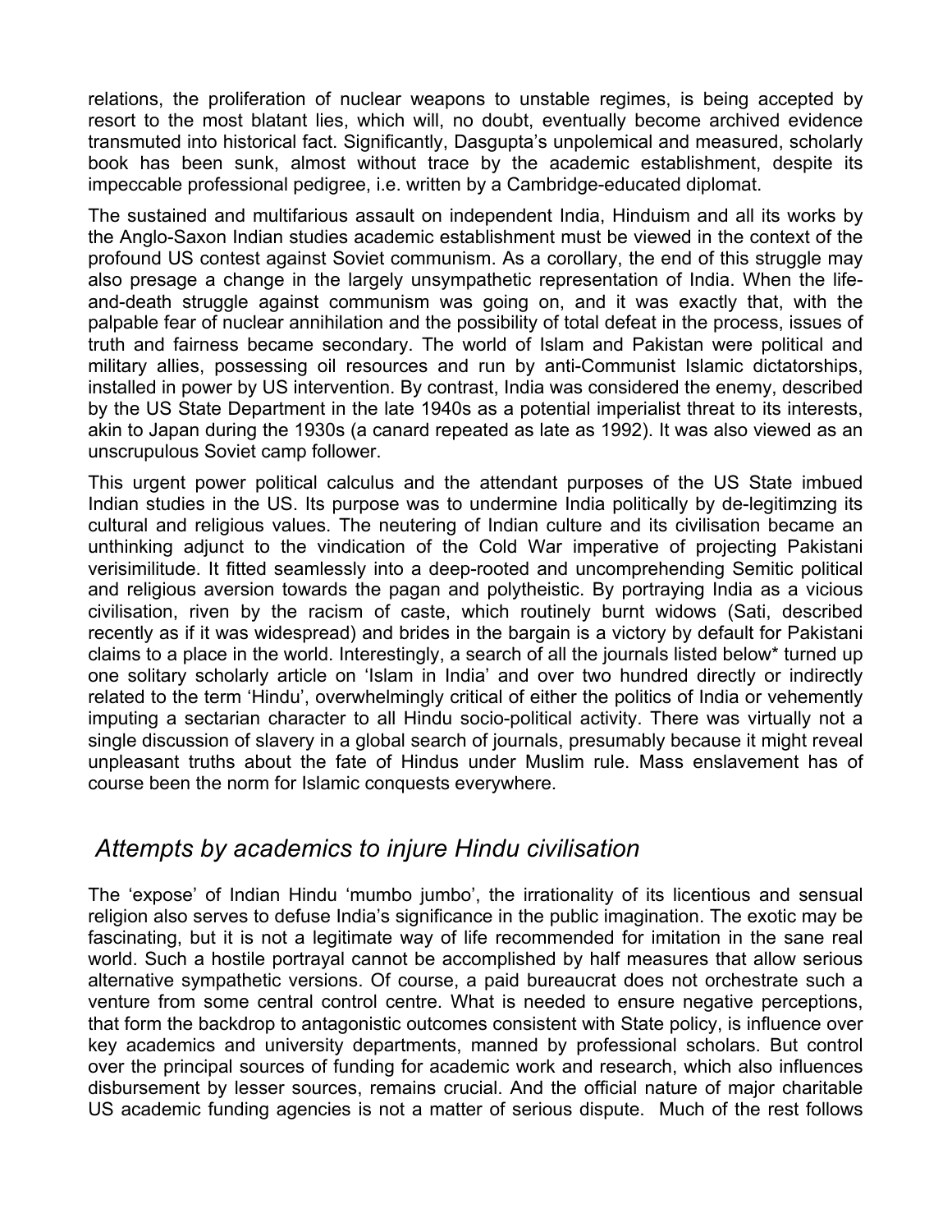relations, the proliferation of nuclear weapons to unstable regimes, is being accepted by resort to the most blatant lies, which will, no doubt, eventually become archived evidence transmuted into historical fact. Significantly, Dasgupta's unpolemical and measured, scholarly book has been sunk, almost without trace by the academic establishment, despite its impeccable professional pedigree, i.e. written by a Cambridge-educated diplomat.

The sustained and multifarious assault on independent India, Hinduism and all its works by the Anglo-Saxon Indian studies academic establishment must be viewed in the context of the profound US contest against Soviet communism. As a corollary, the end of this struggle may also presage a change in the largely unsympathetic representation of India. When the life-and-death struggle against communism was going on, and it was exactly that, with the palpable fear of nuclear annihilation and the possibility of total defeat in the process, issues of truth and fairness became secondary. The world of Islam and Pakistan were political and military allies, possessing oil resources and run by anti-Communist Islamic dictatorships, installed in power by US intervention. By contrast, India was considered the enemy, described by the US State Department in the late 1940s as a potential imperialist threat to its interests, akin to Japan during the 1930s (a canard repeated as late as 1992). It was also viewed as an unscrupulous Soviet camp follower.

This urgent power political calculus and the attendant purposes of the US State imbued Indian studies in the US. Its purpose was to undermine India politically by de-legitimzing its cultural and religious values. The neutering of Indian culture and its civilisation became an unthinking adjunct to the vindication of the Cold War imperative of projecting Pakistani verisimilitude. It fitted seamlessly into a deep-rooted and uncomprehending Semitic political and religious aversion towards the pagan and polytheistic. By portraying India as a vicious civilisation, riven by the racism of caste, which routinely burnt widows (Sati, described recently as if it was widespread) and brides in the bargain is a victory by default for Pakistani claims to a place in the world. Interestingly, a search of all the journals listed below* turned up one solitary scholarly article on 'Islam in India' and over two hundred directly or indirectly related to the term 'Hindu', overwhelmingly critical of either the politics of India or vehemently imputing a sectarian character to all Hindu socio-political activity. There was virtually not a single discussion of slavery in a global search of journals, presumably because it might reveal unpleasant truths about the fate of Hindus under Muslim rule. Mass enslavement has of course been the norm for Islamic conquests everywhere.

## *Attempts by academics to injure Hindu civilisation*

The 'expose' of Indian Hindu 'mumbo jumbo', the irrationality of its licentious and sensual religion also serves to defuse India's significance in the public imagination. The exotic may be fascinating, but it is not a legitimate way of life recommended for imitation in the sane real world. Such a hostile portrayal cannot be accomplished by half measures that allow serious alternative sympathetic versions. Of course, a paid bureaucrat does not orchestrate such a venture from some central control centre. What is needed to ensure negative perceptions, that form the backdrop to antagonistic outcomes consistent with State policy, is influence over key academics and university departments, manned by professional scholars. But control over the principal sources of funding for academic work and research, which also influences disbursement by lesser sources, remains crucial. And the official nature of major charitable US academic funding agencies is not a matter of serious dispute. Much of the rest follows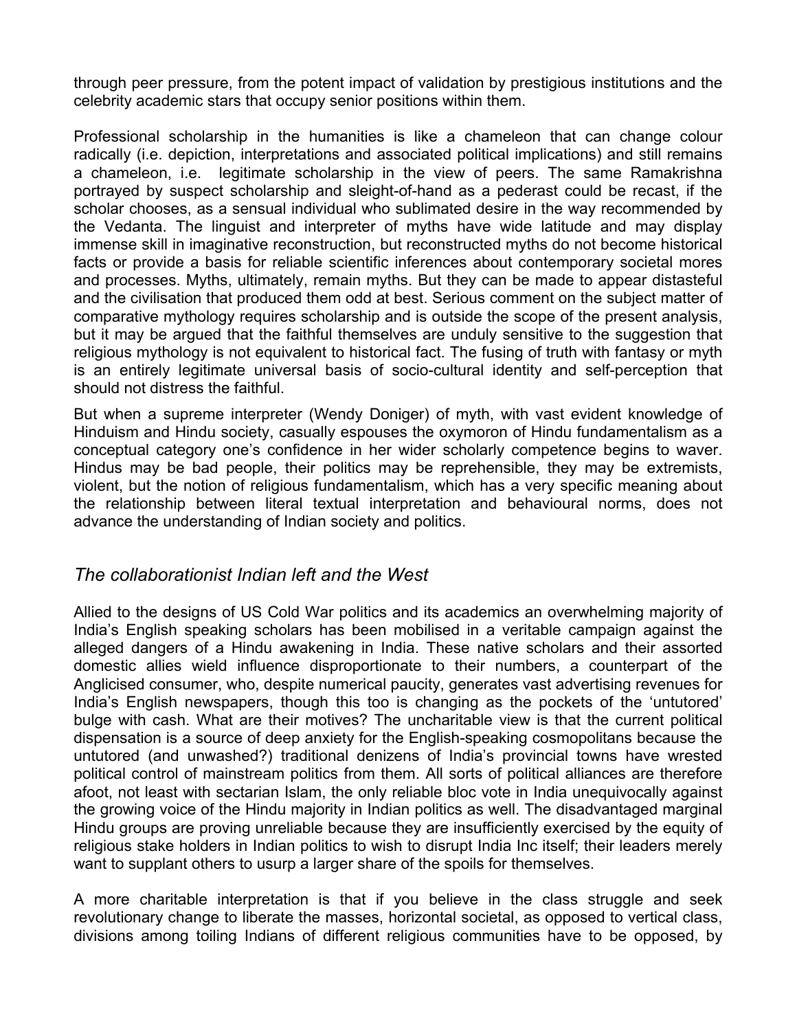through peer pressure, from the potent impact of validation by prestigious institutions and the celebrity academic stars that occupy senior positions within them.

Professional scholarship in the humanities is like a chameleon that can change colour radically (i.e. depiction, interpretations and associated political implications) and still remains a chameleon, i.e. legitimate scholarship in the view of peers. The same Ramakrishna portrayed by suspect scholarship and sleight-of-hand as a pederast could be recast, if the scholar chooses, as a sensual individual who sublimated desire in the way recommended by the Vedanta. The linguist and interpreter of myths have wide latitude and may display immense skill in imaginative reconstruction, but reconstructed myths do not become historical facts or provide a basis for reliable scientific inferences about contemporary societal mores and processes. Myths, ultimately, remain myths. But they can be made to appear distasteful and the civilisation that produced them odd at best. Serious comment on the subject matter of comparative mythology requires scholarship and is outside the scope of the present analysis, but it may be argued that the faithful themselves are unduly sensitive to the suggestion that religious mythology is not equivalent to historical fact. The fusing of truth with fantasy or myth is an entirely legitimate universal basis of socio-cultural identity and self-perception that should not distress the faithful.

But when a supreme interpreter (Wendy Doniger) of myth, with vast evident knowledge of Hinduism and Hindu society, casually espouses the oxymoron of Hindu fundamentalism as a conceptual category one's confidence in her wider scholarly competence begins to waver. Hindus may be bad people, their politics may be reprehensible, they may be extremists, violent, but the notion of religious fundamentalism, which has a very specific meaning about the relationship between literal textual interpretation and behavioural norms, does not advance the understanding of Indian society and politics.

## *The collaborationist Indian left and the West*

Allied to the designs of US Cold War politics and its academics an overwhelming majority of India's English speaking scholars has been mobilised in a veritable campaign against the alleged dangers of a Hindu awakening in India. These native scholars and their assorted domestic allies wield influence disproportionate to their numbers, a counterpart of the Anglicised consumer, who, despite numerical paucity, generates vast advertising revenues for India's English newspapers, though this too is changing as the pockets of the 'untutored' bulge with cash. What are their motives? The uncharitable view is that the current political dispensation is a source of deep anxiety for the English-speaking cosmopolitans because the untutored (and unwashed?) traditional denizens of India's provincial towns have wrested political control of mainstream politics from them. All sorts of political alliances are therefore afoot, not least with sectarian Islam, the only reliable bloc vote in India unequivocally against the growing voice of the Hindu majority in Indian politics as well. The disadvantaged marginal Hindu groups are proving unreliable because they are insufficiently exercised by the equity of religious stake holders in Indian politics to wish to disrupt India Inc itself; their leaders merely want to supplant others to usurp a larger share of the spoils for themselves.

A more charitable interpretation is that if you believe in the class struggle and seek revolutionary change to liberate the masses, horizontal societal, as opposed to vertical class, divisions among toiling Indians of different religious communities have to be opposed, by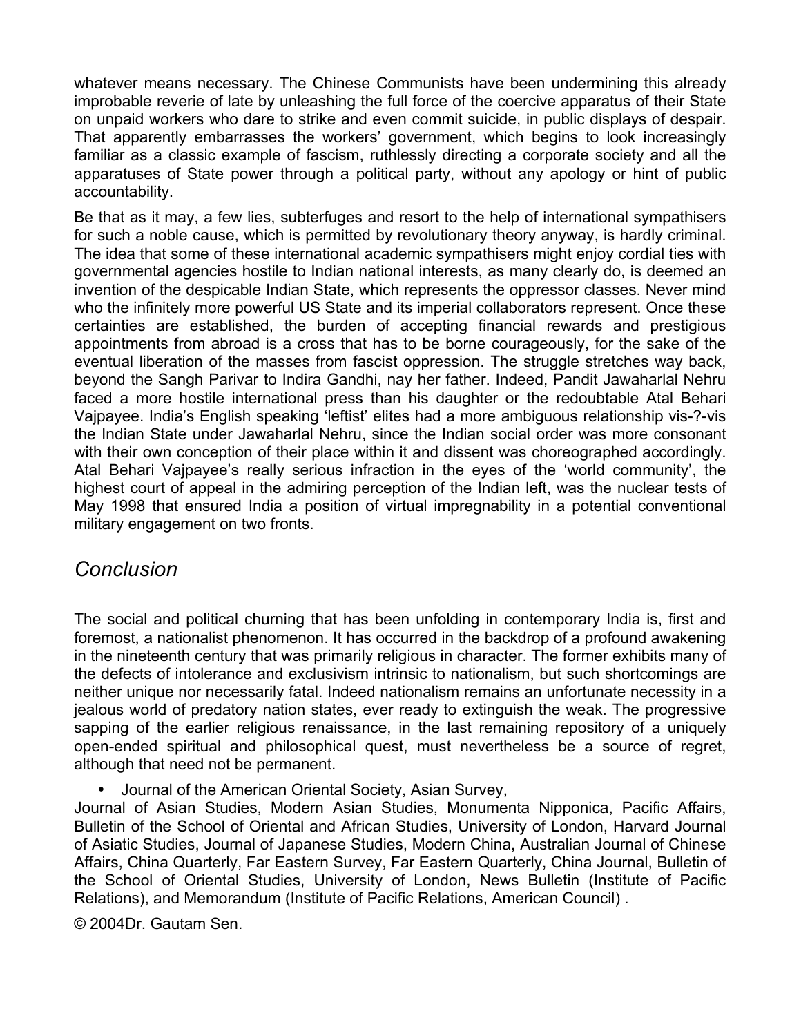whatever means necessary. The Chinese Communists have been undermining this already improbable reverie of late by unleashing the full force of the coercive apparatus of their State on unpaid workers who dare to strike and even commit suicide, in public displays of despair. That apparently embarrasses the workers' government, which begins to look increasingly familiar as a classic example of fascism, ruthlessly directing a corporate society and all the apparatuses of State power through a political party, without any apology or hint of public accountability.

Be that as it may, a few lies, subterfuges and resort to the help of international sympathisers for such a noble cause, which is permitted by revolutionary theory anyway, is hardly criminal. The idea that some of these international academic sympathisers might enjoy cordial ties with governmental agencies hostile to Indian national interests, as many clearly do, is deemed an invention of the despicable Indian State, which represents the oppressor classes. Never mind who the infinitely more powerful US State and its imperial collaborators represent. Once these certainties are established, the burden of accepting financial rewards and prestigious appointments from abroad is a cross that has to be borne courageously, for the sake of the eventual liberation of the masses from fascist oppression. The struggle stretches way back, beyond the Sangh Parivar to Indira Gandhi, nay her father. Indeed, Pandit Jawaharlal Nehru faced a more hostile international press than his daughter or the redoubtable Atal Behari Vajpayee. India's English speaking 'leftist' elites had a more ambiguous relationship vis-?-vis the Indian State under Jawaharlal Nehru, since the Indian social order was more consonant with their own conception of their place within it and dissent was choreographed accordingly. Atal Behari Vajpayee's really serious infraction in the eyes of the 'world community', the highest court of appeal in the admiring perception of the Indian left, was the nuclear tests of May 1998 that ensured India a position of virtual impregnability in a potential conventional military engagement on two fronts.

## *Conclusion*

The social and political churning that has been unfolding in contemporary India is, first and foremost, a nationalist phenomenon. It has occurred in the backdrop of a profound awakening in the nineteenth century that was primarily religious in character. The former exhibits many of the defects of intolerance and exclusivism intrinsic to nationalism, but such shortcomings are neither unique nor necessarily fatal. Indeed nationalism remains an unfortunate necessity in a jealous world of predatory nation states, ever ready to extinguish the weak. The progressive sapping of the earlier religious renaissance, in the last remaining repository of a uniquely open-ended spiritual and philosophical quest, must nevertheless be a source of regret, although that need not be permanent.

- Journal of the American Oriental Society, Asian Survey,

Journal of Asian Studies, Modern Asian Studies, Monumenta Nipponica, Pacific Affairs, Bulletin of the School of Oriental and African Studies, University of London, Harvard Journal of Asiatic Studies, Journal of Japanese Studies, Modern China, Australian Journal of Chinese Affairs, China Quarterly, Far Eastern Survey, Far Eastern Quarterly, China Journal, Bulletin of the School of Oriental Studies, University of London, News Bulletin (Institute of Pacific Relations), and Memorandum (Institute of Pacific Relations, American Council) .

© 2004Dr. Gautam Sen.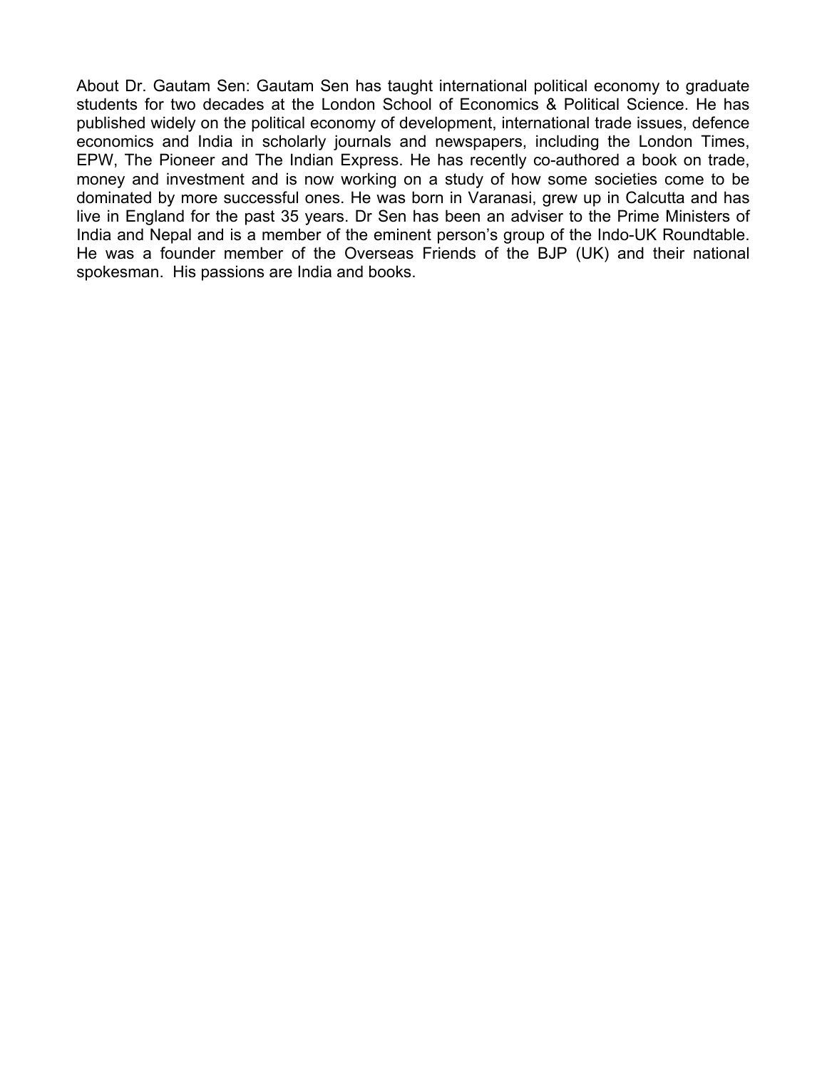About Dr. Gautam Sen: Gautam Sen has taught international political economy to graduate students for two decades at the London School of Economics & Political Science. He has published widely on the political economy of development, international trade issues, defence economics and India in scholarly journals and newspapers, including the London Times, EPW, The Pioneer and The Indian Express. He has recently co-authored a book on trade, money and investment and is now working on a study of how some societies come to be dominated by more successful ones. He was born in Varanasi, grew up in Calcutta and has live in England for the past 35 years. Dr Sen has been an adviser to the Prime Ministers of India and Nepal and is a member of the eminent person's group of the Indo-UK Roundtable. He was a founder member of the Overseas Friends of the BJP (UK) and their national spokesman. His passions are India and books.